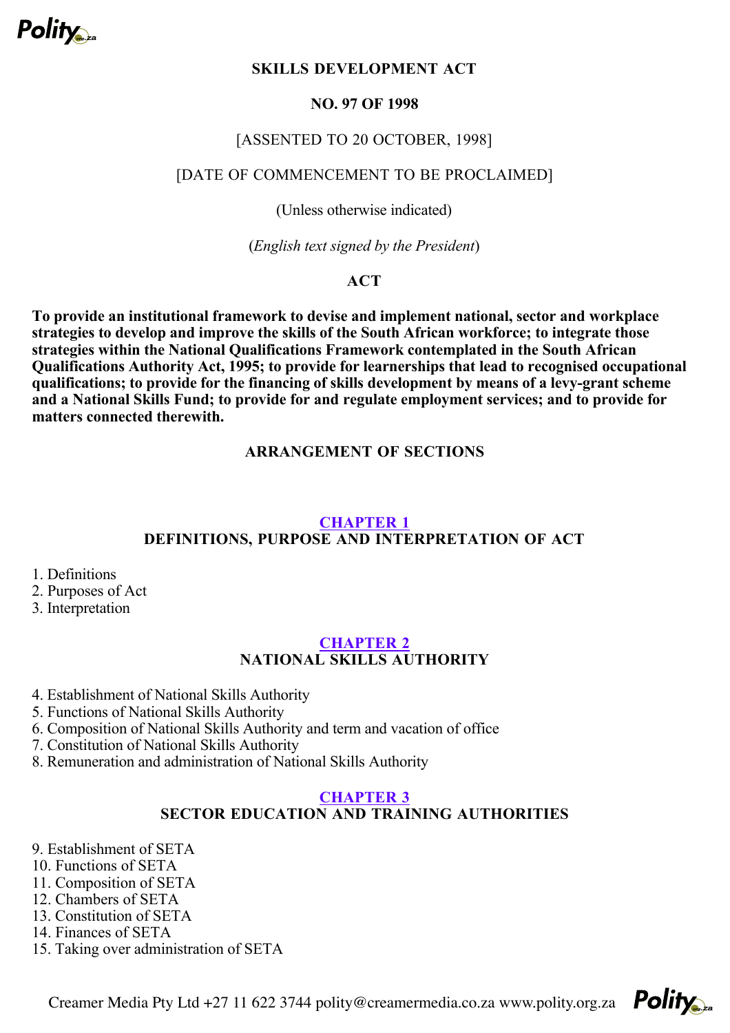# SKILLS DEVELOPMENT ACT

## NO. 97 OF 1998

[ASSENTED TO 20 OCTOBER, 1998]

[DATE OF COMMENCEMENT TO BE PROCLAIMED]

(Unless otherwise indicated)

(*English text signed by the President*)

## ACT

**To provide an institutional framework to devise and implement national, sector and workplace strategies to develop and improve the skills of the South African workforce; to integrate those strategies within the National Qualifications Framework contemplated in the South African Qualifications Authority Act, 1995; to provide for learnerships that lead to recognised occupational qualifications; to provide for the financing of skills development by means of a levy-grant scheme and a National Skills Fund; to provide for and regulate employment services; and to provide for matters connected therewith.**

## ARRANGEMENT OF SECTIONS

### CHAPTER 1
### DEFINITIONS, PURPOSE AND INTERPRETATION OF ACT

1. Definitions
2. Purposes of Act
3. Interpretation

### CHAPTER 2
### NATIONAL SKILLS AUTHORITY

4. Establishment of National Skills Authority
5. Functions of National Skills Authority
6. Composition of National Skills Authority and term and vacation of office
7. Constitution of National Skills Authority
8. Remuneration and administration of National Skills Authority

### CHAPTER 3
### SECTOR EDUCATION AND TRAINING AUTHORITIES

9. Establishment of SETA
10. Functions of SETA
11. Composition of SETA
12. Chambers of SETA
13. Constitution of SETA
14. Finances of SETA
15. Taking over administration of SETA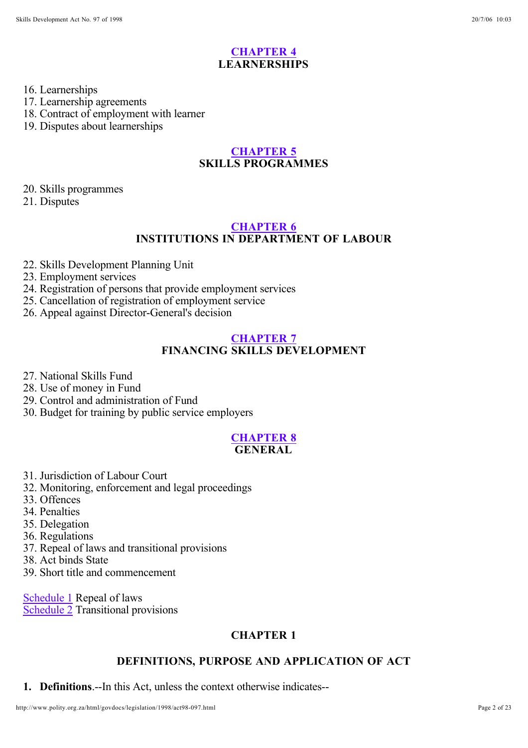## CHAPTER 4
## LEARNERSHIPS

16. Learnerships
17. Learnership agreements
18. Contract of employment with learner
19. Disputes about learnerships

## CHAPTER 5
## SKILLS PROGRAMMES

20. Skills programmes
21. Disputes

## CHAPTER 6
## INSTITUTIONS IN DEPARTMENT OF LABOUR

22. Skills Development Planning Unit
23. Employment services
24. Registration of persons that provide employment services
25. Cancellation of registration of employment service
26. Appeal against Director-General's decision

## CHAPTER 7
## FINANCING SKILLS DEVELOPMENT

27. National Skills Fund
28. Use of money in Fund
29. Control and administration of Fund
30. Budget for training by public service employers

## CHAPTER 8
## GENERAL

31. Jurisdiction of Labour Court
32. Monitoring, enforcement and legal proceedings
33. Offences
34. Penalties
35. Delegation
36. Regulations
37. Repeal of laws and transitional provisions
38. Act binds State
39. Short title and commencement

Schedule 1 Repeal of laws
Schedule 2 Transitional provisions

## CHAPTER 1

## DEFINITIONS, PURPOSE AND APPLICATION OF ACT

**1. Definitions**.--In this Act, unless the context otherwise indicates--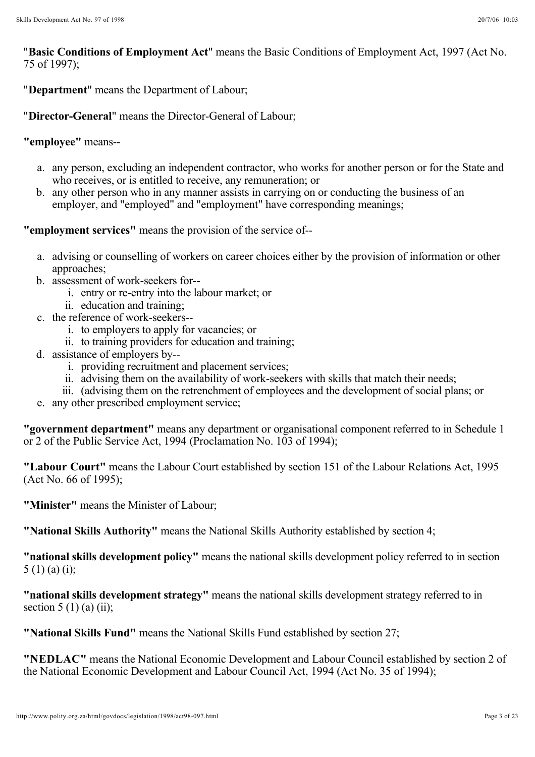"**Basic Conditions of Employment Act**" means the Basic Conditions of Employment Act, 1997 (Act No. 75 of 1997);

"**Department**" means the Department of Labour;

"**Director-General**" means the Director-General of Labour;

**"employee"** means--

a. any person, excluding an independent contractor, who works for another person or for the State and who receives, or is entitled to receive, any remuneration; or
b. any other person who in any manner assists in carrying on or conducting the business of an employer, and "employed" and "employment" have corresponding meanings;

**"employment services"** means the provision of the service of--

a. advising or counselling of workers on career choices either by the provision of information or other approaches;
b. assessment of work-seekers for--
   i. entry or re-entry into the labour market; or
   ii. education and training;
c. the reference of work-seekers--
   i. to employers to apply for vacancies; or
   ii. to training providers for education and training;
d. assistance of employers by--
   i. providing recruitment and placement services;
   ii. advising them on the availability of work-seekers with skills that match their needs;
   iii. (advising them on the retrenchment of employees and the development of social plans; or
e. any other prescribed employment service;

**"government department"** means any department or organisational component referred to in Schedule 1 or 2 of the Public Service Act, 1994 (Proclamation No. 103 of 1994);

**"Labour Court"** means the Labour Court established by section 151 of the Labour Relations Act, 1995 (Act No. 66 of 1995);

**"Minister"** means the Minister of Labour;

**"National Skills Authority"** means the National Skills Authority established by section 4;

**"national skills development policy"** means the national skills development policy referred to in section 5 (1) (a) (i);

**"national skills development strategy"** means the national skills development strategy referred to in section 5 (1) (a) (ii);

**"National Skills Fund"** means the National Skills Fund established by section 27;

**"NEDLAC"** means the National Economic Development and Labour Council established by section 2 of the National Economic Development and Labour Council Act, 1994 (Act No. 35 of 1994);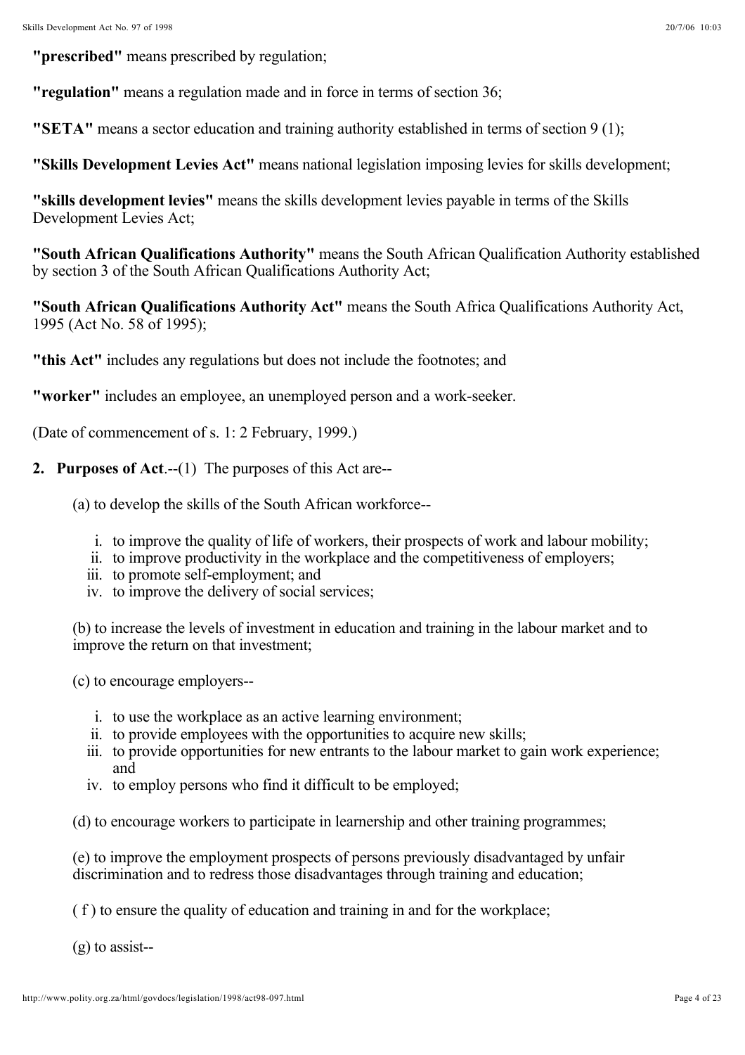**"prescribed"** means prescribed by regulation;

**"regulation"** means a regulation made and in force in terms of section 36;

**"SETA"** means a sector education and training authority established in terms of section 9 (1);

**"Skills Development Levies Act"** means national legislation imposing levies for skills development;

**"skills development levies"** means the skills development levies payable in terms of the Skills Development Levies Act;

**"South African Qualifications Authority"** means the South African Qualification Authority established by section 3 of the South African Qualifications Authority Act;

**"South African Qualifications Authority Act"** means the South Africa Qualifications Authority Act, 1995 (Act No. 58 of 1995);

**"this Act"** includes any regulations but does not include the footnotes; and

**"worker"** includes an employee, an unemployed person and a work-seeker.

(Date of commencement of s. 1: 2 February, 1999.)

**2. Purposes of Act**.--(1) The purposes of this Act are--

(a) to develop the skills of the South African workforce--

i. to improve the quality of life of workers, their prospects of work and labour mobility;
ii. to improve productivity in the workplace and the competitiveness of employers;
iii. to promote self-employment; and
iv. to improve the delivery of social services;

(b) to increase the levels of investment in education and training in the labour market and to improve the return on that investment;

(c) to encourage employers--

i. to use the workplace as an active learning environment;
ii. to provide employees with the opportunities to acquire new skills;
iii. to provide opportunities for new entrants to the labour market to gain work experience; and
iv. to employ persons who find it difficult to be employed;

(d) to encourage workers to participate in learnership and other training programmes;

(e) to improve the employment prospects of persons previously disadvantaged by unfair discrimination and to redress those disadvantages through training and education;

( f ) to ensure the quality of education and training in and for the workplace;

(g) to assist--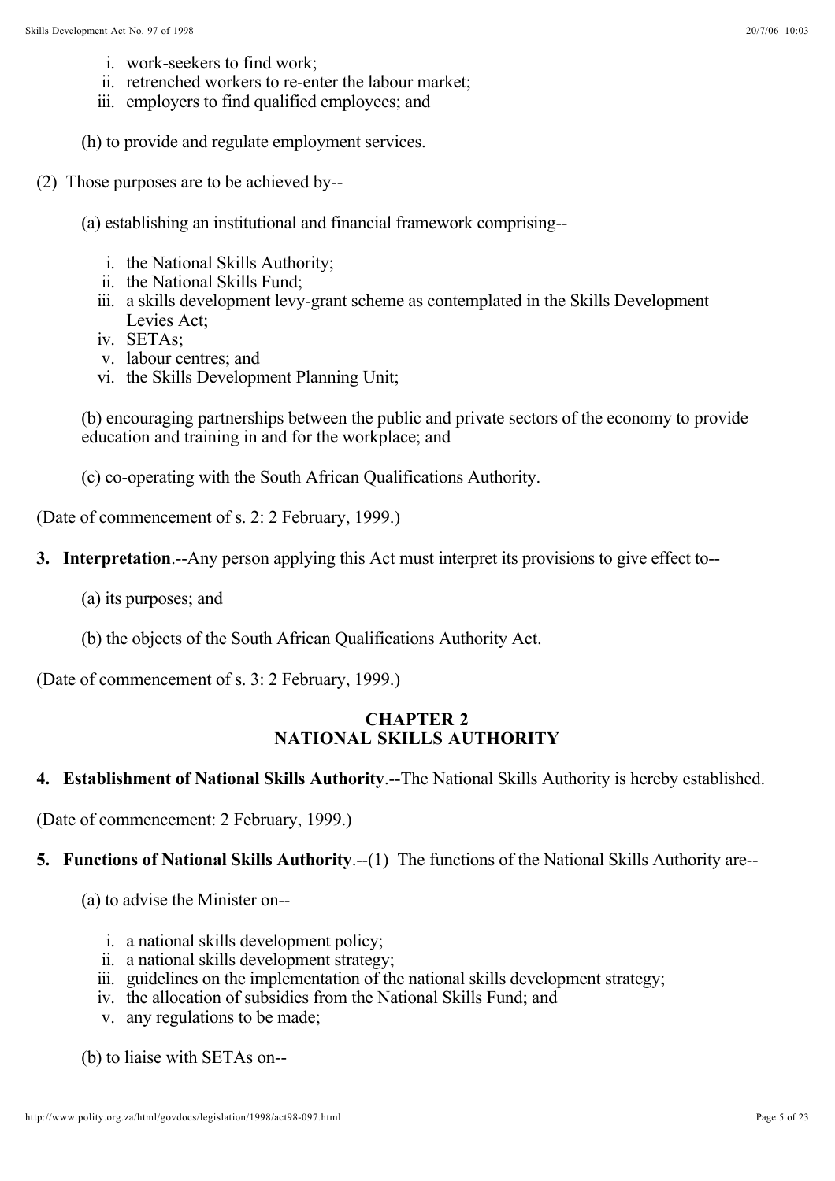i. work-seekers to find work;
ii. retrenched workers to re-enter the labour market;
iii. employers to find qualified employees; and

(h) to provide and regulate employment services.

(2) Those purposes are to be achieved by--

(a) establishing an institutional and financial framework comprising--

i. the National Skills Authority;
ii. the National Skills Fund;
iii. a skills development levy-grant scheme as contemplated in the Skills Development Levies Act;
iv. SETAs;
v. labour centres; and
vi. the Skills Development Planning Unit;

(b) encouraging partnerships between the public and private sectors of the economy to provide education and training in and for the workplace; and

(c) co-operating with the South African Qualifications Authority.

(Date of commencement of s. 2: 2 February, 1999.)

**3. Interpretation**.--Any person applying this Act must interpret its provisions to give effect to--

(a) its purposes; and

(b) the objects of the South African Qualifications Authority Act.

(Date of commencement of s. 3: 2 February, 1999.)

## CHAPTER 2
## NATIONAL SKILLS AUTHORITY

**4. Establishment of National Skills Authority**.--The National Skills Authority is hereby established.

(Date of commencement: 2 February, 1999.)

**5. Functions of National Skills Authority**.--(1) The functions of the National Skills Authority are--

(a) to advise the Minister on--

i. a national skills development policy;
ii. a national skills development strategy;
iii. guidelines on the implementation of the national skills development strategy;
iv. the allocation of subsidies from the National Skills Fund; and
v. any regulations to be made;

(b) to liaise with SETAs on--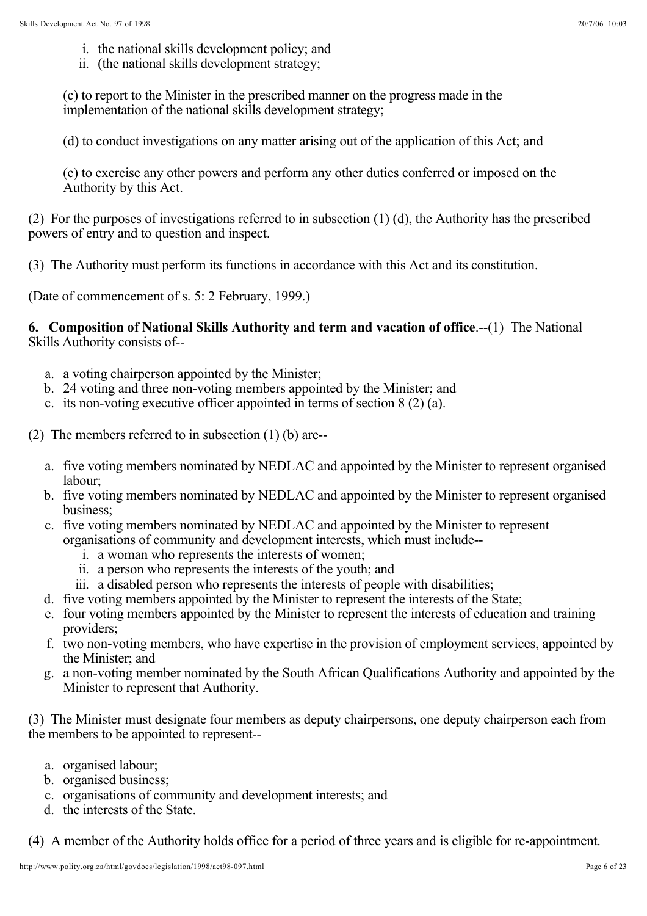i. the national skills development policy; and
ii. (the national skills development strategy;

(c) to report to the Minister in the prescribed manner on the progress made in the implementation of the national skills development strategy;

(d) to conduct investigations on any matter arising out of the application of this Act; and

(e) to exercise any other powers and perform any other duties conferred or imposed on the Authority by this Act.

(2) For the purposes of investigations referred to in subsection (1) (d), the Authority has the prescribed powers of entry and to question and inspect.

(3) The Authority must perform its functions in accordance with this Act and its constitution.

(Date of commencement of s. 5: 2 February, 1999.)

**6. Composition of National Skills Authority and term and vacation of office**.--(1) The National Skills Authority consists of--

a. a voting chairperson appointed by the Minister;
b. 24 voting and three non-voting members appointed by the Minister; and
c. its non-voting executive officer appointed in terms of section 8 (2) (a).

(2) The members referred to in subsection (1) (b) are--

a. five voting members nominated by NEDLAC and appointed by the Minister to represent organised labour;
b. five voting members nominated by NEDLAC and appointed by the Minister to represent organised business;
c. five voting members nominated by NEDLAC and appointed by the Minister to represent organisations of community and development interests, which must include--
   i. a woman who represents the interests of women;
   ii. a person who represents the interests of the youth; and
   iii. a disabled person who represents the interests of people with disabilities;
d. five voting members appointed by the Minister to represent the interests of the State;
e. four voting members appointed by the Minister to represent the interests of education and training providers;
f. two non-voting members, who have expertise in the provision of employment services, appointed by the Minister; and
g. a non-voting member nominated by the South African Qualifications Authority and appointed by the Minister to represent that Authority.

(3) The Minister must designate four members as deputy chairpersons, one deputy chairperson each from the members to be appointed to represent--

a. organised labour;
b. organised business;
c. organisations of community and development interests; and
d. the interests of the State.

(4) A member of the Authority holds office for a period of three years and is eligible for re-appointment.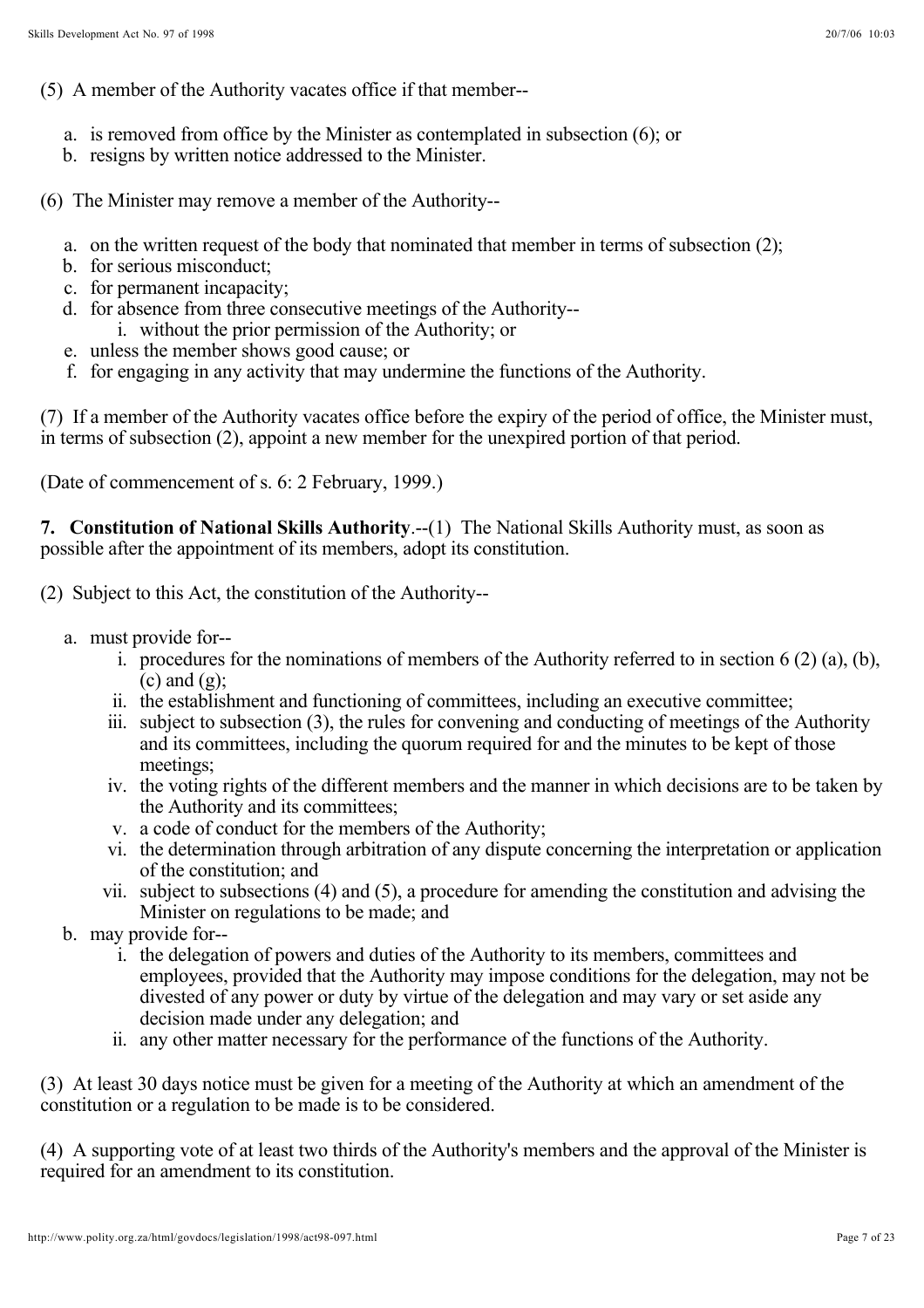(5) A member of the Authority vacates office if that member--

a. is removed from office by the Minister as contemplated in subsection (6); or
b. resigns by written notice addressed to the Minister.

(6) The Minister may remove a member of the Authority--

a. on the written request of the body that nominated that member in terms of subsection (2);
b. for serious misconduct;
c. for permanent incapacity;
d. for absence from three consecutive meetings of the Authority--
    i. without the prior permission of the Authority; or
e. unless the member shows good cause; or
f. for engaging in any activity that may undermine the functions of the Authority.

(7) If a member of the Authority vacates office before the expiry of the period of office, the Minister must, in terms of subsection (2), appoint a new member for the unexpired portion of that period.

(Date of commencement of s. 6: 2 February, 1999.)

**7. Constitution of National Skills Authority**.--(1) The National Skills Authority must, as soon as possible after the appointment of its members, adopt its constitution.

(2) Subject to this Act, the constitution of the Authority--

a. must provide for--
    i. procedures for the nominations of members of the Authority referred to in section 6 (2) (a), (b), (c) and (g);
    ii. the establishment and functioning of committees, including an executive committee;
    iii. subject to subsection (3), the rules for convening and conducting of meetings of the Authority and its committees, including the quorum required for and the minutes to be kept of those meetings;
    iv. the voting rights of the different members and the manner in which decisions are to be taken by the Authority and its committees;
    v. a code of conduct for the members of the Authority;
    vi. the determination through arbitration of any dispute concerning the interpretation or application of the constitution; and
    vii. subject to subsections (4) and (5), a procedure for amending the constitution and advising the Minister on regulations to be made; and
b. may provide for--
    i. the delegation of powers and duties of the Authority to its members, committees and employees, provided that the Authority may impose conditions for the delegation, may not be divested of any power or duty by virtue of the delegation and may vary or set aside any decision made under any delegation; and
    ii. any other matter necessary for the performance of the functions of the Authority.

(3) At least 30 days notice must be given for a meeting of the Authority at which an amendment of the constitution or a regulation to be made is to be considered.

(4) A supporting vote of at least two thirds of the Authority's members and the approval of the Minister is required for an amendment to its constitution.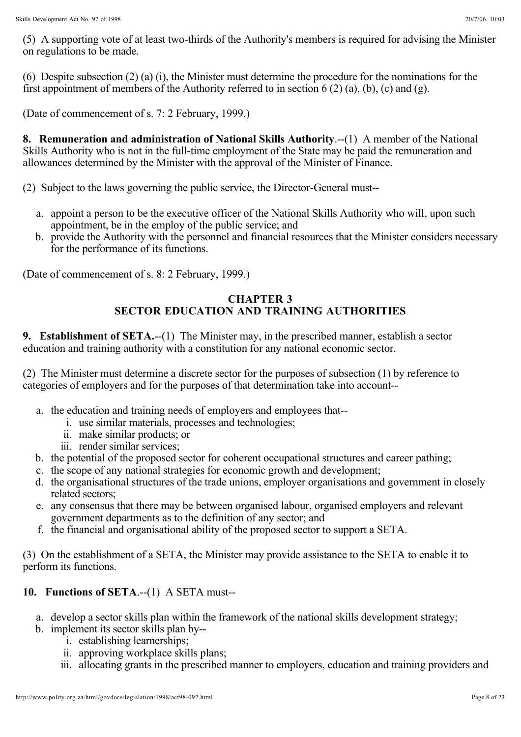(5) A supporting vote of at least two-thirds of the Authority's members is required for advising the Minister on regulations to be made.

(6) Despite subsection (2) (a) (i), the Minister must determine the procedure for the nominations for the first appointment of members of the Authority referred to in section 6 (2) (a), (b), (c) and (g).

(Date of commencement of s. 7: 2 February, 1999.)

**8. Remuneration and administration of National Skills Authority**.--(1) A member of the National Skills Authority who is not in the full-time employment of the State may be paid the remuneration and allowances determined by the Minister with the approval of the Minister of Finance.

(2) Subject to the laws governing the public service, the Director-General must--

a. appoint a person to be the executive officer of the National Skills Authority who will, upon such appointment, be in the employ of the public service; and
b. provide the Authority with the personnel and financial resources that the Minister considers necessary for the performance of its functions.

(Date of commencement of s. 8: 2 February, 1999.)

## CHAPTER 3
## SECTOR EDUCATION AND TRAINING AUTHORITIES

**9. Establishment of SETA.**--(1) The Minister may, in the prescribed manner, establish a sector education and training authority with a constitution for any national economic sector.

(2) The Minister must determine a discrete sector for the purposes of subsection (1) by reference to categories of employers and for the purposes of that determination take into account--

a. the education and training needs of employers and employees that--
    i. use similar materials, processes and technologies;
    ii. make similar products; or
    iii. render similar services;
b. the potential of the proposed sector for coherent occupational structures and career pathing;
c. the scope of any national strategies for economic growth and development;
d. the organisational structures of the trade unions, employer organisations and government in closely related sectors;
e. any consensus that there may be between organised labour, organised employers and relevant government departments as to the definition of any sector; and
f. the financial and organisational ability of the proposed sector to support a SETA.

(3) On the establishment of a SETA, the Minister may provide assistance to the SETA to enable it to perform its functions.

**10. Functions of SETA**.--(1) A SETA must--

a. develop a sector skills plan within the framework of the national skills development strategy;
b. implement its sector skills plan by--
    i. establishing learnerships;
    ii. approving workplace skills plans;
    iii. allocating grants in the prescribed manner to employers, education and training providers and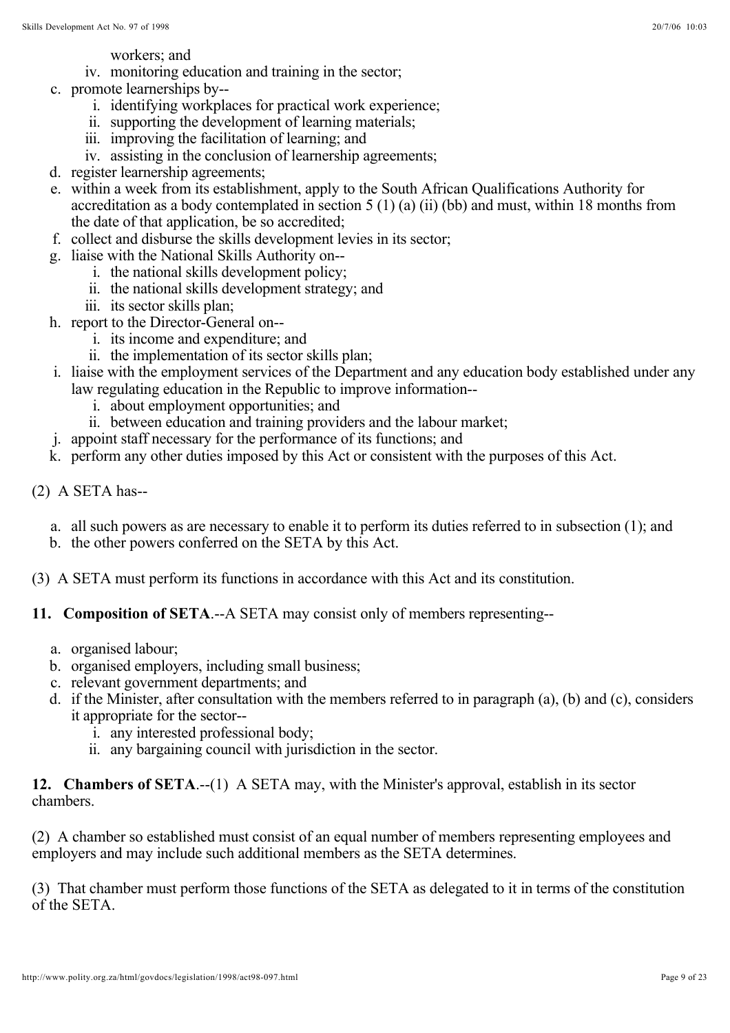workers; and

   iv. monitoring education and training in the sector;

c. promote learnerships by--
   i. identifying workplaces for practical work experience;
   ii. supporting the development of learning materials;
   iii. improving the facilitation of learning; and
   iv. assisting in the conclusion of learnership agreements;
d. register learnership agreements;
e. within a week from its establishment, apply to the South African Qualifications Authority for accreditation as a body contemplated in section 5 (1) (a) (ii) (bb) and must, within 18 months from the date of that application, be so accredited;
f. collect and disburse the skills development levies in its sector;
g. liaise with the National Skills Authority on--
   i. the national skills development policy;
   ii. the national skills development strategy; and
   iii. its sector skills plan;
h. report to the Director-General on--
   i. its income and expenditure; and
   ii. the implementation of its sector skills plan;
i. liaise with the employment services of the Department and any education body established under any law regulating education in the Republic to improve information--
   i. about employment opportunities; and
   ii. between education and training providers and the labour market;
j. appoint staff necessary for the performance of its functions; and
k. perform any other duties imposed by this Act or consistent with the purposes of this Act.

(2) A SETA has--

a. all such powers as are necessary to enable it to perform its duties referred to in subsection (1); and
b. the other powers conferred on the SETA by this Act.

(3) A SETA must perform its functions in accordance with this Act and its constitution.

**11. Composition of SETA**.--A SETA may consist only of members representing--

a. organised labour;
b. organised employers, including small business;
c. relevant government departments; and
d. if the Minister, after consultation with the members referred to in paragraph (a), (b) and (c), considers it appropriate for the sector--
   i. any interested professional body;
   ii. any bargaining council with jurisdiction in the sector.

**12. Chambers of SETA**.--(1) A SETA may, with the Minister's approval, establish in its sector chambers.

(2) A chamber so established must consist of an equal number of members representing employees and employers and may include such additional members as the SETA determines.

(3) That chamber must perform those functions of the SETA as delegated to it in terms of the constitution of the SETA.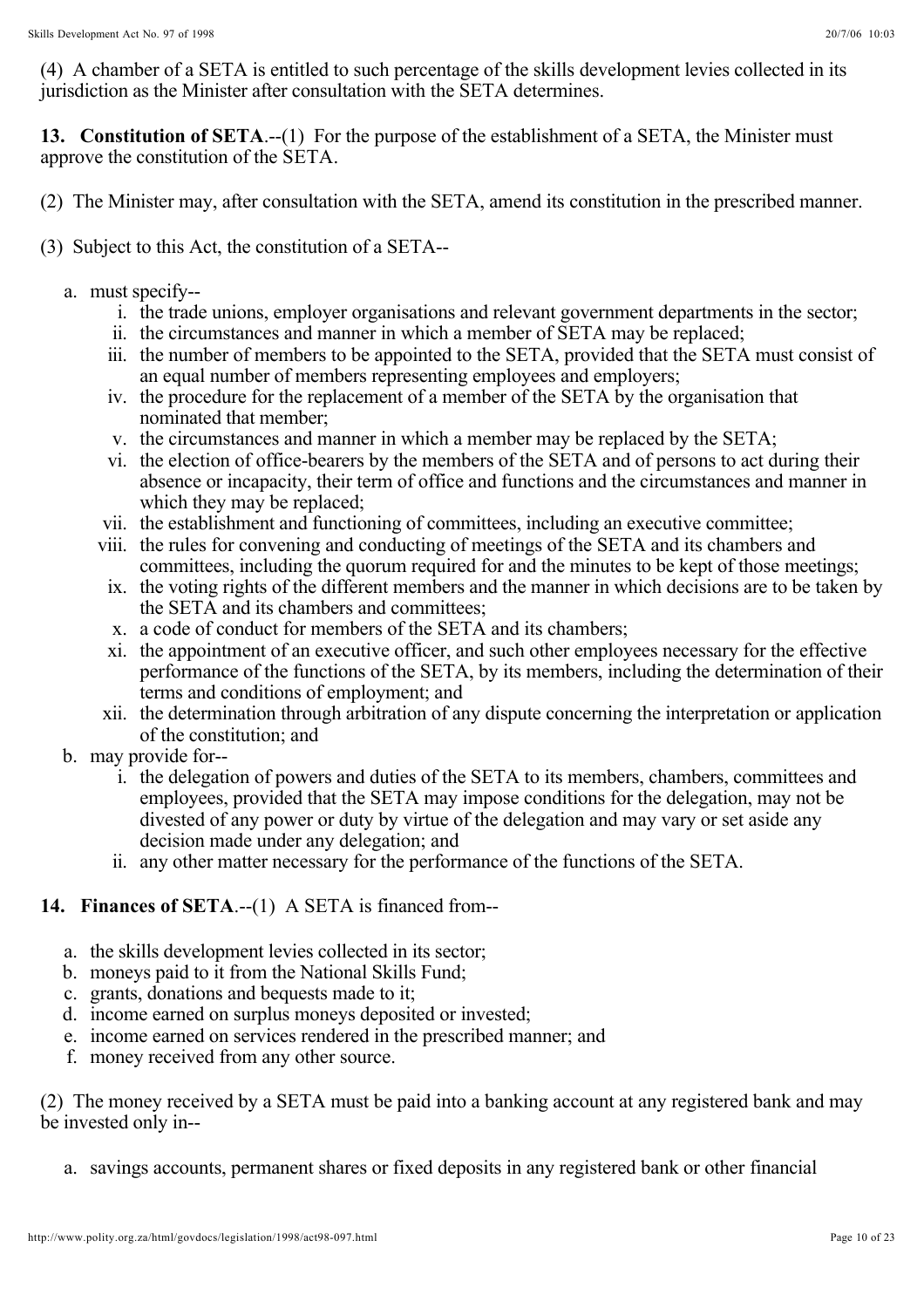(4) A chamber of a SETA is entitled to such percentage of the skills development levies collected in its jurisdiction as the Minister after consultation with the SETA determines.

**13. Constitution of SETA**.--(1) For the purpose of the establishment of a SETA, the Minister must approve the constitution of the SETA.

(2) The Minister may, after consultation with the SETA, amend its constitution in the prescribed manner.

(3) Subject to this Act, the constitution of a SETA--

a. must specify--
   i. the trade unions, employer organisations and relevant government departments in the sector;
   ii. the circumstances and manner in which a member of SETA may be replaced;
   iii. the number of members to be appointed to the SETA, provided that the SETA must consist of an equal number of members representing employees and employers;
   iv. the procedure for the replacement of a member of the SETA by the organisation that nominated that member;
   v. the circumstances and manner in which a member may be replaced by the SETA;
   vi. the election of office-bearers by the members of the SETA and of persons to act during their absence or incapacity, their term of office and functions and the circumstances and manner in which they may be replaced;
   vii. the establishment and functioning of committees, including an executive committee;
   viii. the rules for convening and conducting of meetings of the SETA and its chambers and committees, including the quorum required for and the minutes to be kept of those meetings;
   ix. the voting rights of the different members and the manner in which decisions are to be taken by the SETA and its chambers and committees;
   x. a code of conduct for members of the SETA and its chambers;
   xi. the appointment of an executive officer, and such other employees necessary for the effective performance of the functions of the SETA, by its members, including the determination of their terms and conditions of employment; and
   xii. the determination through arbitration of any dispute concerning the interpretation or application of the constitution; and
b. may provide for--
   i. the delegation of powers and duties of the SETA to its members, chambers, committees and employees, provided that the SETA may impose conditions for the delegation, may not be divested of any power or duty by virtue of the delegation and may vary or set aside any decision made under any delegation; and
   ii. any other matter necessary for the performance of the functions of the SETA.

**14. Finances of SETA**.--(1) A SETA is financed from--

a. the skills development levies collected in its sector;
b. moneys paid to it from the National Skills Fund;
c. grants, donations and bequests made to it;
d. income earned on surplus moneys deposited or invested;
e. income earned on services rendered in the prescribed manner; and
f. money received from any other source.

(2) The money received by a SETA must be paid into a banking account at any registered bank and may be invested only in--

a. savings accounts, permanent shares or fixed deposits in any registered bank or other financial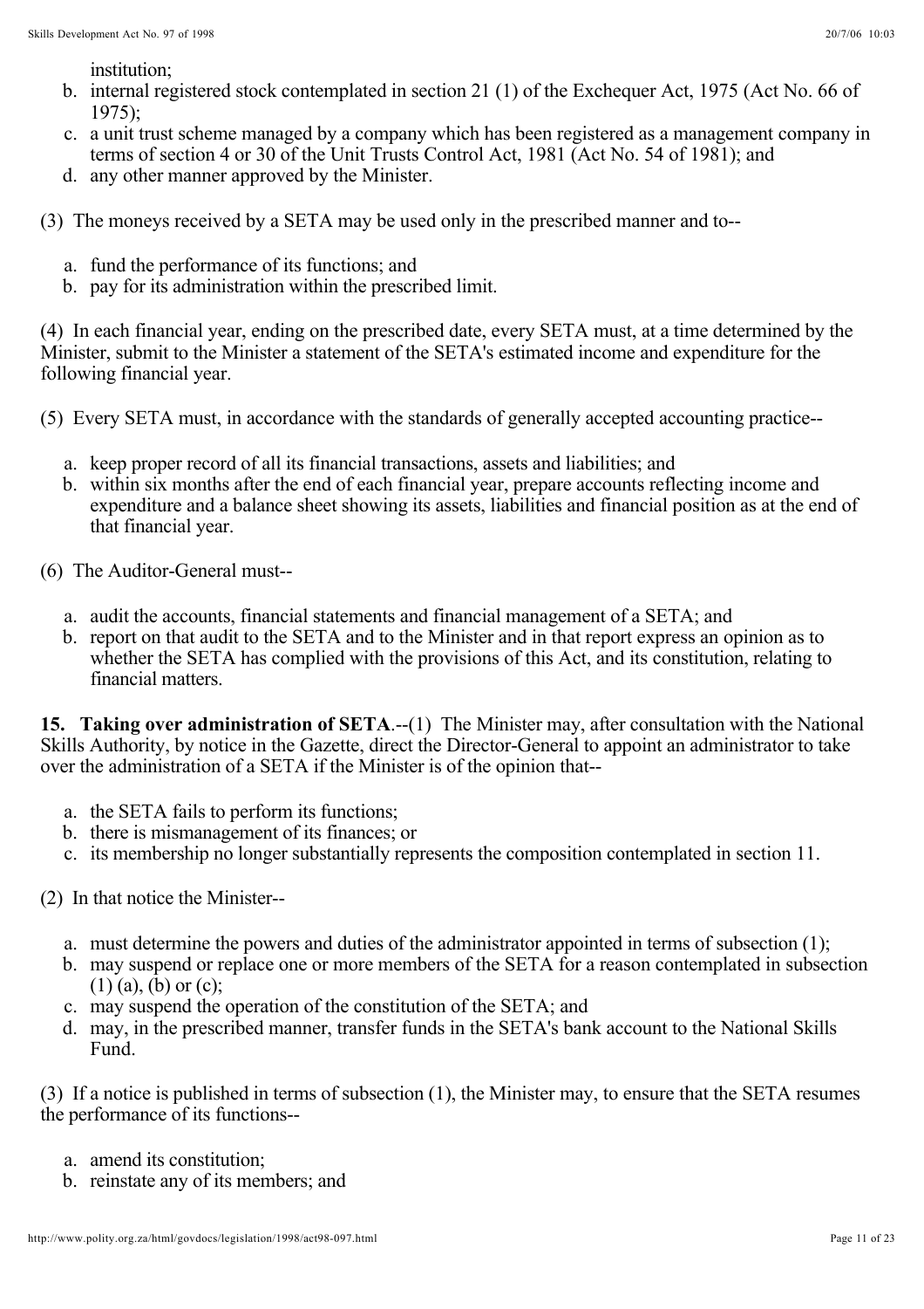institution;

b. internal registered stock contemplated in section 21 (1) of the Exchequer Act, 1975 (Act No. 66 of 1975);
c. a unit trust scheme managed by a company which has been registered as a management company in terms of section 4 or 30 of the Unit Trusts Control Act, 1981 (Act No. 54 of 1981); and
d. any other manner approved by the Minister.

(3) The moneys received by a SETA may be used only in the prescribed manner and to--

a. fund the performance of its functions; and
b. pay for its administration within the prescribed limit.

(4) In each financial year, ending on the prescribed date, every SETA must, at a time determined by the Minister, submit to the Minister a statement of the SETA's estimated income and expenditure for the following financial year.

(5) Every SETA must, in accordance with the standards of generally accepted accounting practice--

a. keep proper record of all its financial transactions, assets and liabilities; and
b. within six months after the end of each financial year, prepare accounts reflecting income and expenditure and a balance sheet showing its assets, liabilities and financial position as at the end of that financial year.

(6) The Auditor-General must--

a. audit the accounts, financial statements and financial management of a SETA; and
b. report on that audit to the SETA and to the Minister and in that report express an opinion as to whether the SETA has complied with the provisions of this Act, and its constitution, relating to financial matters.

**15. Taking over administration of SETA**.--(1) The Minister may, after consultation with the National Skills Authority, by notice in the Gazette, direct the Director-General to appoint an administrator to take over the administration of a SETA if the Minister is of the opinion that--

a. the SETA fails to perform its functions;
b. there is mismanagement of its finances; or
c. its membership no longer substantially represents the composition contemplated in section 11.

(2) In that notice the Minister--

a. must determine the powers and duties of the administrator appointed in terms of subsection (1);
b. may suspend or replace one or more members of the SETA for a reason contemplated in subsection (1) (a), (b) or (c);
c. may suspend the operation of the constitution of the SETA; and
d. may, in the prescribed manner, transfer funds in the SETA's bank account to the National Skills Fund.

(3) If a notice is published in terms of subsection (1), the Minister may, to ensure that the SETA resumes the performance of its functions--

a. amend its constitution;
b. reinstate any of its members; and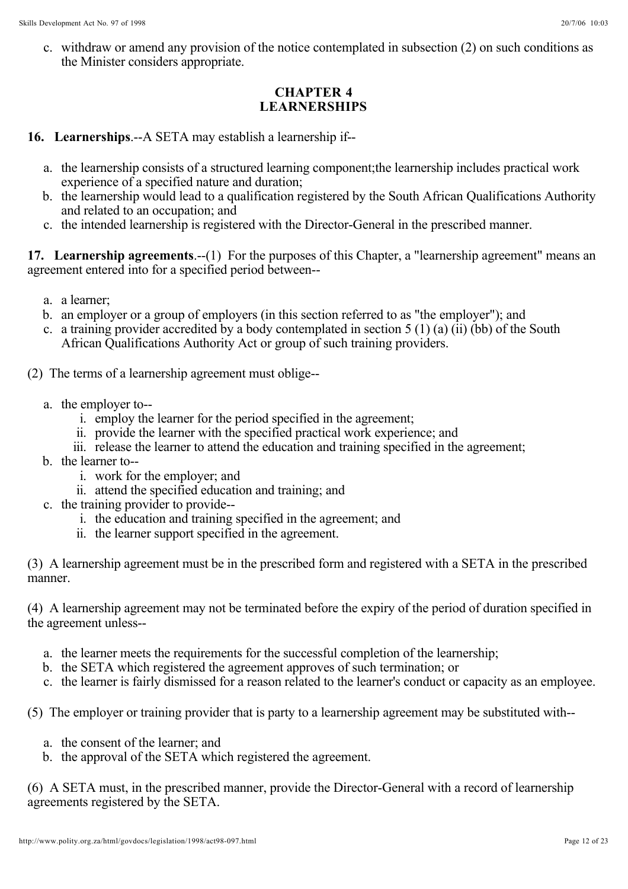c. withdraw or amend any provision of the notice contemplated in subsection (2) on such conditions as the Minister considers appropriate.

## CHAPTER 4
## LEARNERSHIPS

**16. Learnerships**.--A SETA may establish a learnership if--

a. the learnership consists of a structured learning component;the learnership includes practical work experience of a specified nature and duration;
b. the learnership would lead to a qualification registered by the South African Qualifications Authority and related to an occupation; and
c. the intended learnership is registered with the Director-General in the prescribed manner.

**17. Learnership agreements**.--(1) For the purposes of this Chapter, a "learnership agreement" means an agreement entered into for a specified period between--

a. a learner;
b. an employer or a group of employers (in this section referred to as "the employer"); and
c. a training provider accredited by a body contemplated in section 5 (1) (a) (ii) (bb) of the South African Qualifications Authority Act or group of such training providers.

(2) The terms of a learnership agreement must oblige--

a. the employer to--
    i. employ the learner for the period specified in the agreement;
    ii. provide the learner with the specified practical work experience; and
    iii. release the learner to attend the education and training specified in the agreement;
b. the learner to--
    i. work for the employer; and
    ii. attend the specified education and training; and
c. the training provider to provide--
    i. the education and training specified in the agreement; and
    ii. the learner support specified in the agreement.

(3) A learnership agreement must be in the prescribed form and registered with a SETA in the prescribed manner.

(4) A learnership agreement may not be terminated before the expiry of the period of duration specified in the agreement unless--

a. the learner meets the requirements for the successful completion of the learnership;
b. the SETA which registered the agreement approves of such termination; or
c. the learner is fairly dismissed for a reason related to the learner's conduct or capacity as an employee.

(5) The employer or training provider that is party to a learnership agreement may be substituted with--

a. the consent of the learner; and
b. the approval of the SETA which registered the agreement.

(6) A SETA must, in the prescribed manner, provide the Director-General with a record of learnership agreements registered by the SETA.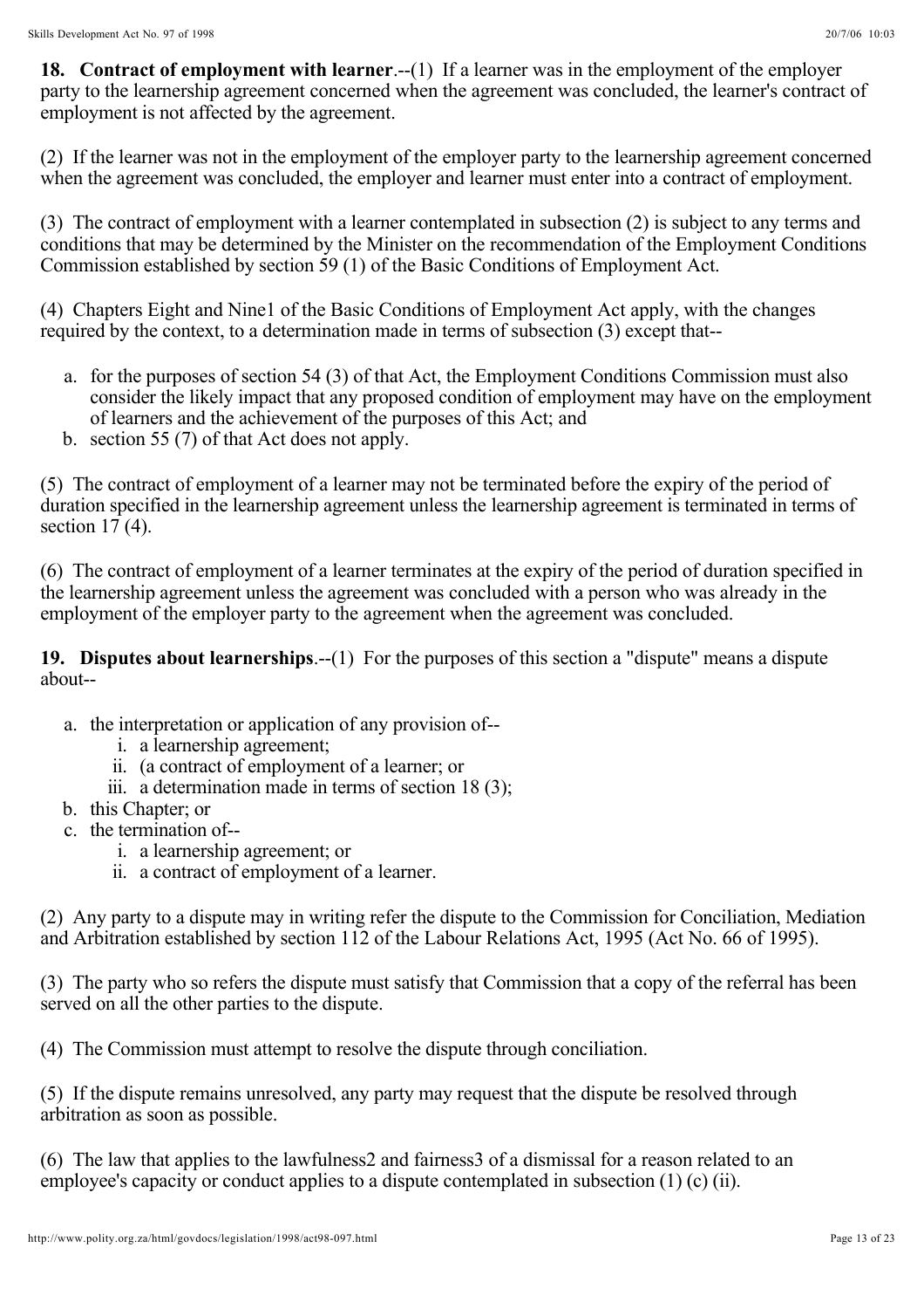**18. Contract of employment with learner**.--(1) If a learner was in the employment of the employer party to the learnership agreement concerned when the agreement was concluded, the learner's contract of employment is not affected by the agreement.

(2) If the learner was not in the employment of the employer party to the learnership agreement concerned when the agreement was concluded, the employer and learner must enter into a contract of employment.

(3) The contract of employment with a learner contemplated in subsection (2) is subject to any terms and conditions that may be determined by the Minister on the recommendation of the Employment Conditions Commission established by section 59 (1) of the Basic Conditions of Employment Act.

(4) Chapters Eight and Nine[1] of the Basic Conditions of Employment Act apply, with the changes required by the context, to a determination made in terms of subsection (3) except that--

a. for the purposes of section 54 (3) of that Act, the Employment Conditions Commission must also consider the likely impact that any proposed condition of employment may have on the employment of learners and the achievement of the purposes of this Act; and
b. section 55 (7) of that Act does not apply.

(5) The contract of employment of a learner may not be terminated before the expiry of the period of duration specified in the learnership agreement unless the learnership agreement is terminated in terms of section 17 (4).

(6) The contract of employment of a learner terminates at the expiry of the period of duration specified in the learnership agreement unless the agreement was concluded with a person who was already in the employment of the employer party to the agreement when the agreement was concluded.

**19. Disputes about learnerships**.--(1) For the purposes of this section a "dispute" means a dispute about--

a. the interpretation or application of any provision of--
   i. a learnership agreement;
   ii. (a contract of employment of a learner; or
   iii. a determination made in terms of section 18 (3);
b. this Chapter; or
c. the termination of--
   i. a learnership agreement; or
   ii. a contract of employment of a learner.

(2) Any party to a dispute may in writing refer the dispute to the Commission for Conciliation, Mediation and Arbitration established by section 112 of the Labour Relations Act, 1995 (Act No. 66 of 1995).

(3) The party who so refers the dispute must satisfy that Commission that a copy of the referral has been served on all the other parties to the dispute.

(4) The Commission must attempt to resolve the dispute through conciliation.

(5) If the dispute remains unresolved, any party may request that the dispute be resolved through arbitration as soon as possible.

(6) The law that applies to the lawfulness[2] and fairness[3] of a dismissal for a reason related to an employee's capacity or conduct applies to a dispute contemplated in subsection (1) (c) (ii).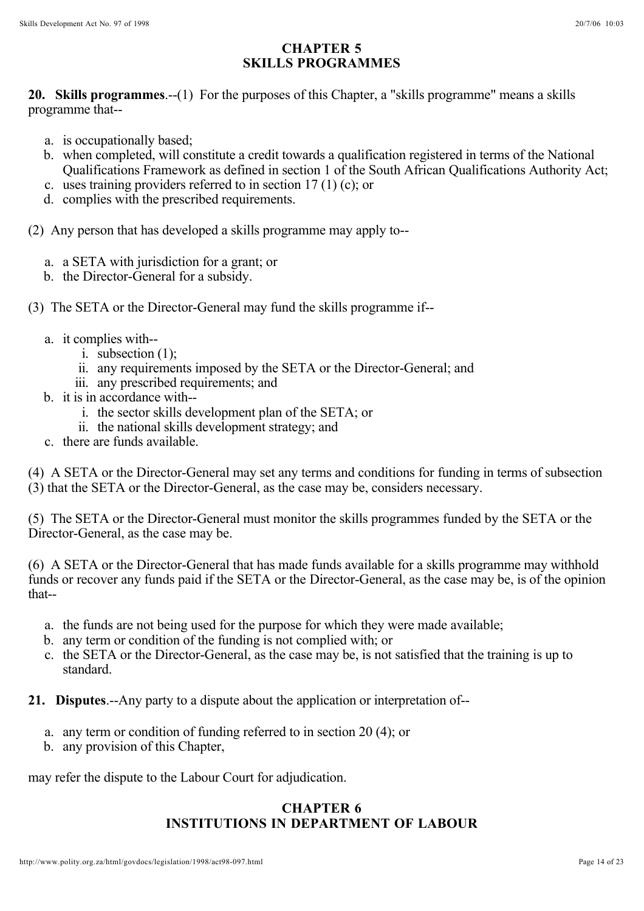## CHAPTER 5
## SKILLS PROGRAMMES

**20. Skills programmes**.--(1) For the purposes of this Chapter, a "skills programme" means a skills programme that--

a. is occupationally based;
b. when completed, will constitute a credit towards a qualification registered in terms of the National Qualifications Framework as defined in section 1 of the South African Qualifications Authority Act;
c. uses training providers referred to in section 17 (1) (c); or
d. complies with the prescribed requirements.

(2) Any person that has developed a skills programme may apply to--

a. a SETA with jurisdiction for a grant; or
b. the Director-General for a subsidy.

(3) The SETA or the Director-General may fund the skills programme if--

a. it complies with--
    i. subsection (1);
    ii. any requirements imposed by the SETA or the Director-General; and
    iii. any prescribed requirements; and
b. it is in accordance with--
    i. the sector skills development plan of the SETA; or
    ii. the national skills development strategy; and
c. there are funds available.

(4) A SETA or the Director-General may set any terms and conditions for funding in terms of subsection (3) that the SETA or the Director-General, as the case may be, considers necessary.

(5) The SETA or the Director-General must monitor the skills programmes funded by the SETA or the Director-General, as the case may be.

(6) A SETA or the Director-General that has made funds available for a skills programme may withhold funds or recover any funds paid if the SETA or the Director-General, as the case may be, is of the opinion that--

a. the funds are not being used for the purpose for which they were made available;
b. any term or condition of the funding is not complied with; or
c. the SETA or the Director-General, as the case may be, is not satisfied that the training is up to standard.

**21. Disputes**.--Any party to a dispute about the application or interpretation of--

a. any term or condition of funding referred to in section 20 (4); or
b. any provision of this Chapter,

may refer the dispute to the Labour Court for adjudication.

## CHAPTER 6
## INSTITUTIONS IN DEPARTMENT OF LABOUR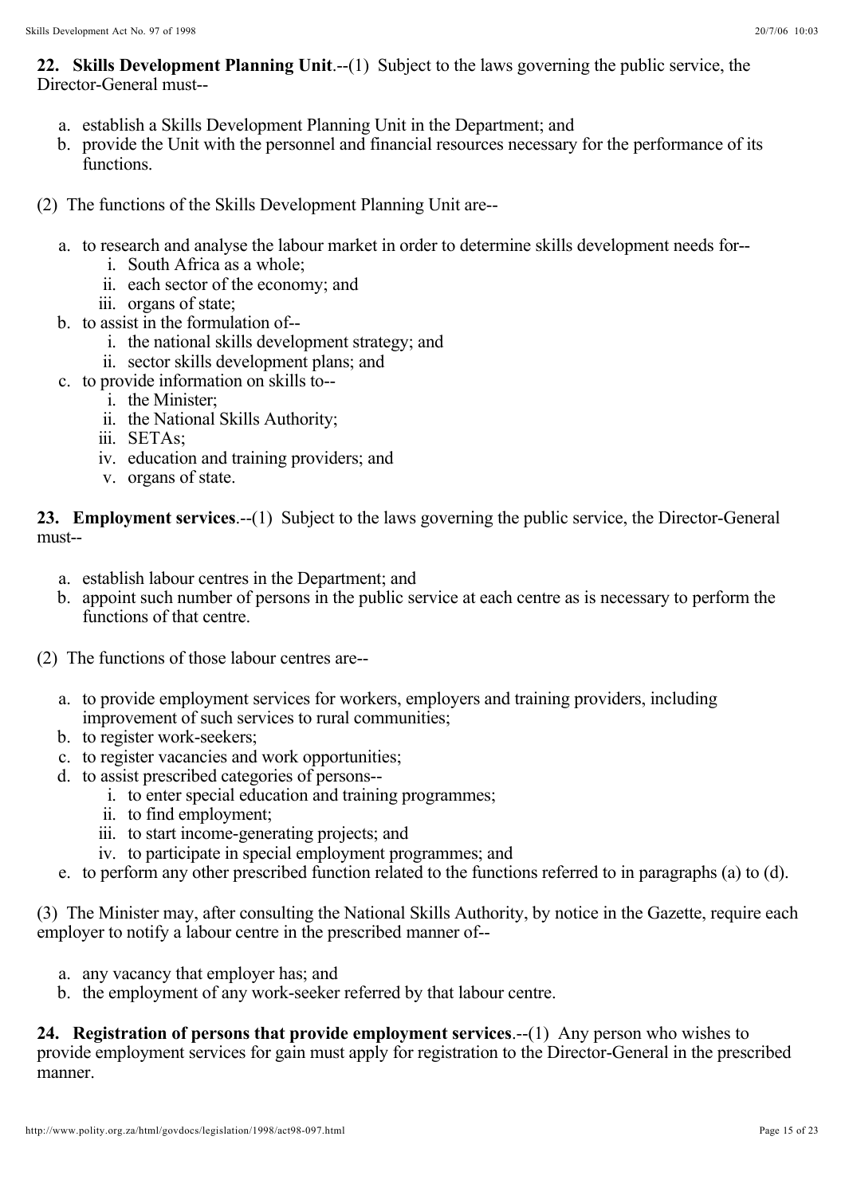**22. Skills Development Planning Unit**.--(1) Subject to the laws governing the public service, the Director-General must--

a. establish a Skills Development Planning Unit in the Department; and
b. provide the Unit with the personnel and financial resources necessary for the performance of its functions.

(2) The functions of the Skills Development Planning Unit are--

a. to research and analyse the labour market in order to determine skills development needs for--
    i. South Africa as a whole;
    ii. each sector of the economy; and
    iii. organs of state;
b. to assist in the formulation of--
    i. the national skills development strategy; and
    ii. sector skills development plans; and
c. to provide information on skills to--
    i. the Minister;
    ii. the National Skills Authority;
    iii. SETAs;
    iv. education and training providers; and
    v. organs of state.

**23. Employment services**.--(1) Subject to the laws governing the public service, the Director-General must--

a. establish labour centres in the Department; and
b. appoint such number of persons in the public service at each centre as is necessary to perform the functions of that centre.

(2) The functions of those labour centres are--

a. to provide employment services for workers, employers and training providers, including improvement of such services to rural communities;
b. to register work-seekers;
c. to register vacancies and work opportunities;
d. to assist prescribed categories of persons--
    i. to enter special education and training programmes;
    ii. to find employment;
    iii. to start income-generating projects; and
    iv. to participate in special employment programmes; and
e. to perform any other prescribed function related to the functions referred to in paragraphs (a) to (d).

(3) The Minister may, after consulting the National Skills Authority, by notice in the Gazette, require each employer to notify a labour centre in the prescribed manner of--

a. any vacancy that employer has; and
b. the employment of any work-seeker referred by that labour centre.

**24. Registration of persons that provide employment services**.--(1) Any person who wishes to provide employment services for gain must apply for registration to the Director-General in the prescribed manner.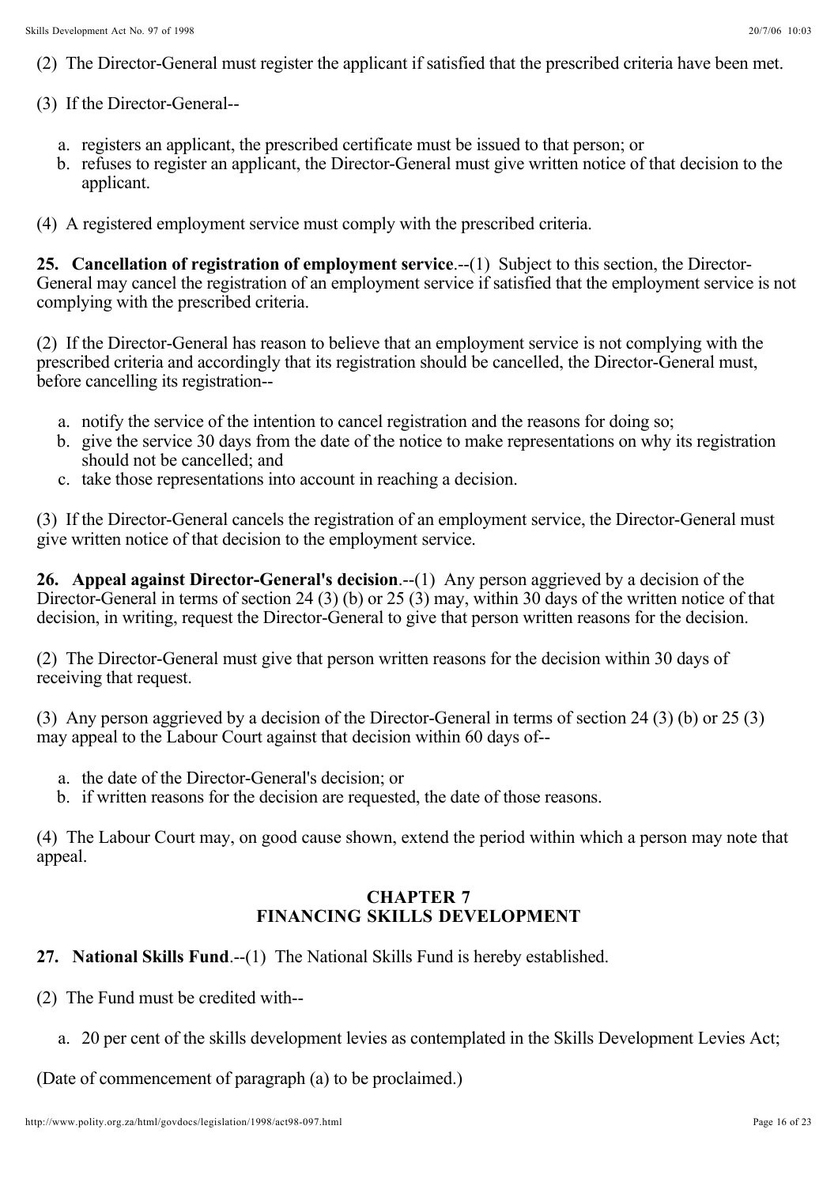(2) The Director-General must register the applicant if satisfied that the prescribed criteria have been met.

(3) If the Director-General--

a. registers an applicant, the prescribed certificate must be issued to that person; or
b. refuses to register an applicant, the Director-General must give written notice of that decision to the applicant.

(4) A registered employment service must comply with the prescribed criteria.

**25. Cancellation of registration of employment service**.--(1) Subject to this section, the Director-General may cancel the registration of an employment service if satisfied that the employment service is not complying with the prescribed criteria.

(2) If the Director-General has reason to believe that an employment service is not complying with the prescribed criteria and accordingly that its registration should be cancelled, the Director-General must, before cancelling its registration--

a. notify the service of the intention to cancel registration and the reasons for doing so;
b. give the service 30 days from the date of the notice to make representations on why its registration should not be cancelled; and
c. take those representations into account in reaching a decision.

(3) If the Director-General cancels the registration of an employment service, the Director-General must give written notice of that decision to the employment service.

**26. Appeal against Director-General's decision**.--(1) Any person aggrieved by a decision of the Director-General in terms of section 24 (3) (b) or 25 (3) may, within 30 days of the written notice of that decision, in writing, request the Director-General to give that person written reasons for the decision.

(2) The Director-General must give that person written reasons for the decision within 30 days of receiving that request.

(3) Any person aggrieved by a decision of the Director-General in terms of section 24 (3) (b) or 25 (3) may appeal to the Labour Court against that decision within 60 days of--

a. the date of the Director-General's decision; or
b. if written reasons for the decision are requested, the date of those reasons.

(4) The Labour Court may, on good cause shown, extend the period within which a person may note that appeal.

## CHAPTER 7
## FINANCING SKILLS DEVELOPMENT

**27. National Skills Fund**.--(1) The National Skills Fund is hereby established.

(2) The Fund must be credited with--

a. 20 per cent of the skills development levies as contemplated in the Skills Development Levies Act;

(Date of commencement of paragraph (a) to be proclaimed.)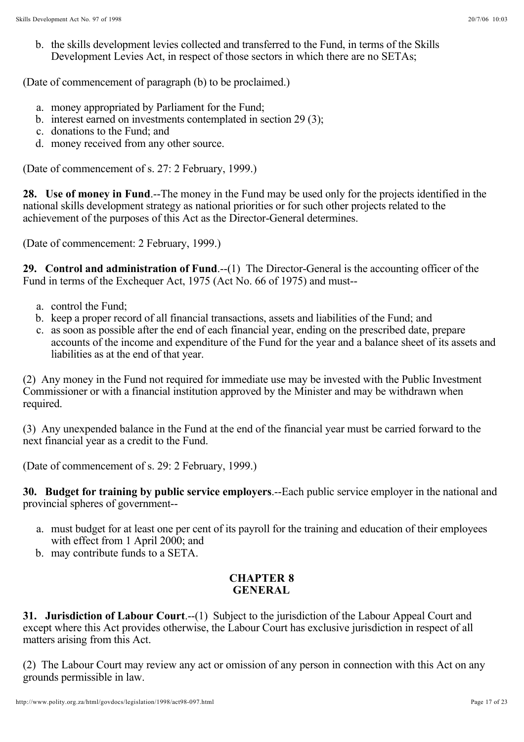b. the skills development levies collected and transferred to the Fund, in terms of the Skills Development Levies Act, in respect of those sectors in which there are no SETAs;

(Date of commencement of paragraph (b) to be proclaimed.)

a. money appropriated by Parliament for the Fund;
b. interest earned on investments contemplated in section 29 (3);
c. donations to the Fund; and
d. money received from any other source.

(Date of commencement of s. 27: 2 February, 1999.)

**28. Use of money in Fund**.--The money in the Fund may be used only for the projects identified in the national skills development strategy as national priorities or for such other projects related to the achievement of the purposes of this Act as the Director-General determines.

(Date of commencement: 2 February, 1999.)

**29. Control and administration of Fund**.--(1) The Director-General is the accounting officer of the Fund in terms of the Exchequer Act, 1975 (Act No. 66 of 1975) and must--

a. control the Fund;
b. keep a proper record of all financial transactions, assets and liabilities of the Fund; and
c. as soon as possible after the end of each financial year, ending on the prescribed date, prepare accounts of the income and expenditure of the Fund for the year and a balance sheet of its assets and liabilities as at the end of that year.

(2) Any money in the Fund not required for immediate use may be invested with the Public Investment Commissioner or with a financial institution approved by the Minister and may be withdrawn when required.

(3) Any unexpended balance in the Fund at the end of the financial year must be carried forward to the next financial year as a credit to the Fund.

(Date of commencement of s. 29: 2 February, 1999.)

**30. Budget for training by public service employers**.--Each public service employer in the national and provincial spheres of government--

a. must budget for at least one per cent of its payroll for the training and education of their employees with effect from 1 April 2000; and
b. may contribute funds to a SETA.

## CHAPTER 8
## GENERAL

**31. Jurisdiction of Labour Court**.--(1) Subject to the jurisdiction of the Labour Appeal Court and except where this Act provides otherwise, the Labour Court has exclusive jurisdiction in respect of all matters arising from this Act.

(2) The Labour Court may review any act or omission of any person in connection with this Act on any grounds permissible in law.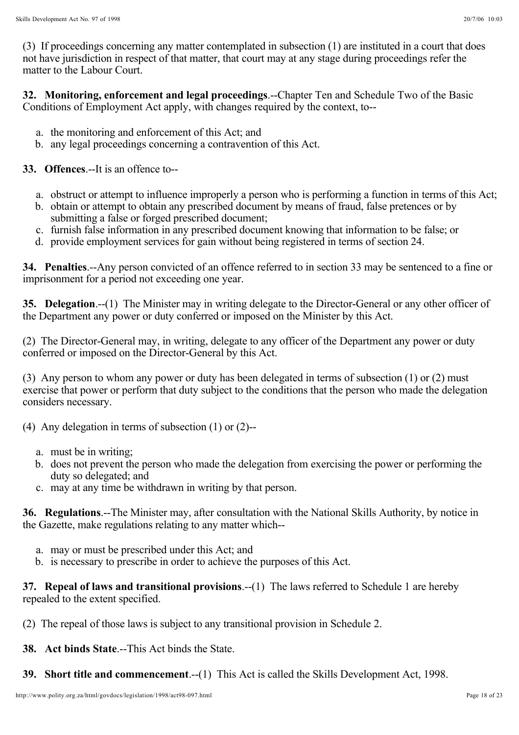(3) If proceedings concerning any matter contemplated in subsection (1) are instituted in a court that does not have jurisdiction in respect of that matter, that court may at any stage during proceedings refer the matter to the Labour Court.

**32. Monitoring, enforcement and legal proceedings**.--Chapter Ten and Schedule Two of the Basic Conditions of Employment Act apply, with changes required by the context, to--

a. the monitoring and enforcement of this Act; and
b. any legal proceedings concerning a contravention of this Act.

**33. Offences**.--It is an offence to--

a. obstruct or attempt to influence improperly a person who is performing a function in terms of this Act;
b. obtain or attempt to obtain any prescribed document by means of fraud, false pretences or by submitting a false or forged prescribed document;
c. furnish false information in any prescribed document knowing that information to be false; or
d. provide employment services for gain without being registered in terms of section 24.

**34. Penalties**.--Any person convicted of an offence referred to in section 33 may be sentenced to a fine or imprisonment for a period not exceeding one year.

**35. Delegation**.--(1) The Minister may in writing delegate to the Director-General or any other officer of the Department any power or duty conferred or imposed on the Minister by this Act.

(2) The Director-General may, in writing, delegate to any officer of the Department any power or duty conferred or imposed on the Director-General by this Act.

(3) Any person to whom any power or duty has been delegated in terms of subsection (1) or (2) must exercise that power or perform that duty subject to the conditions that the person who made the delegation considers necessary.

(4) Any delegation in terms of subsection (1) or (2)--

a. must be in writing;
b. does not prevent the person who made the delegation from exercising the power or performing the duty so delegated; and
c. may at any time be withdrawn in writing by that person.

**36. Regulations**.--The Minister may, after consultation with the National Skills Authority, by notice in the Gazette, make regulations relating to any matter which--

a. may or must be prescribed under this Act; and
b. is necessary to prescribe in order to achieve the purposes of this Act.

**37. Repeal of laws and transitional provisions**.--(1) The laws referred to Schedule 1 are hereby repealed to the extent specified.

(2) The repeal of those laws is subject to any transitional provision in Schedule 2.

**38. Act binds State**.--This Act binds the State.

**39. Short title and commencement**.--(1) This Act is called the Skills Development Act, 1998.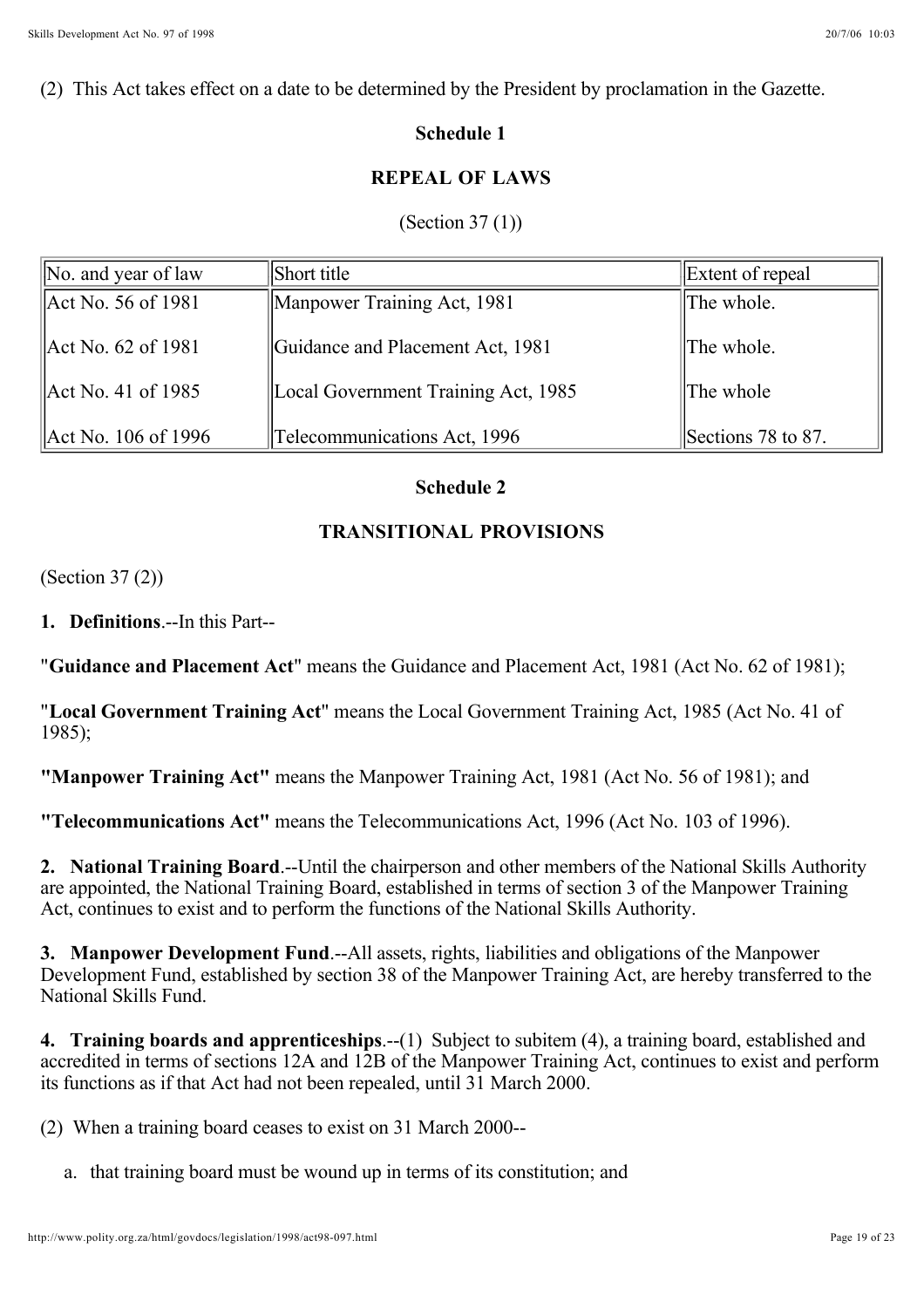(2) This Act takes effect on a date to be determined by the President by proclamation in the Gazette.

## Schedule 1

## REPEAL OF LAWS

(Section 37 (1))

| No. and year of law | Short title | Extent of repeal |
|---|---|---|
| Act No. 56 of 1981 | Manpower Training Act, 1981 | The whole. |
| Act No. 62 of 1981 | Guidance and Placement Act, 1981 | The whole. |
| Act No. 41 of 1985 | Local Government Training Act, 1985 | The whole |
| Act No. 106 of 1996 | Telecommunications Act, 1996 | Sections 78 to 87. |

## Schedule 2

## TRANSITIONAL PROVISIONS

(Section 37 (2))

**1. Definitions**.--In this Part--

"**Guidance and Placement Act**" means the Guidance and Placement Act, 1981 (Act No. 62 of 1981);

"**Local Government Training Act**" means the Local Government Training Act, 1985 (Act No. 41 of 1985);

**"Manpower Training Act"** means the Manpower Training Act, 1981 (Act No. 56 of 1981); and

**"Telecommunications Act"** means the Telecommunications Act, 1996 (Act No. 103 of 1996).

**2. National Training Board**.--Until the chairperson and other members of the National Skills Authority are appointed, the National Training Board, established in terms of section 3 of the Manpower Training Act, continues to exist and to perform the functions of the National Skills Authority.

**3. Manpower Development Fund**.--All assets, rights, liabilities and obligations of the Manpower Development Fund, established by section 38 of the Manpower Training Act, are hereby transferred to the National Skills Fund.

**4. Training boards and apprenticeships**.--(1) Subject to subitem (4), a training board, established and accredited in terms of sections 12A and 12B of the Manpower Training Act, continues to exist and perform its functions as if that Act had not been repealed, until 31 March 2000.

(2) When a training board ceases to exist on 31 March 2000--

a. that training board must be wound up in terms of its constitution; and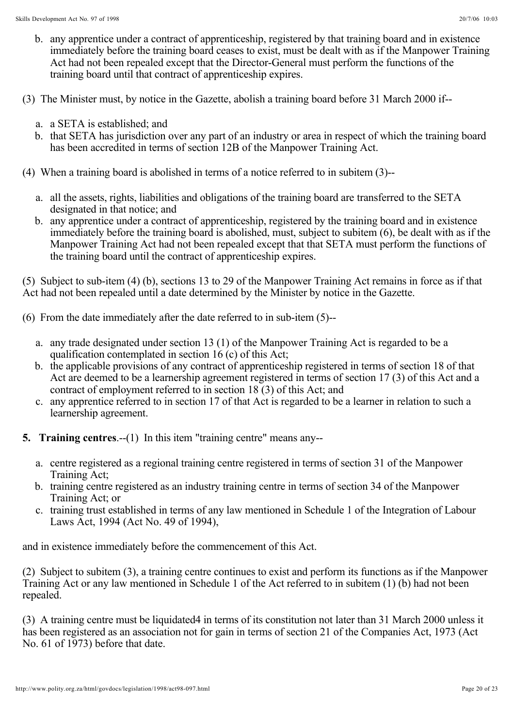b. any apprentice under a contract of apprenticeship, registered by that training board and in existence immediately before the training board ceases to exist, must be dealt with as if the Manpower Training Act had not been repealed except that the Director-General must perform the functions of the training board until that contract of apprenticeship expires.

(3) The Minister must, by notice in the Gazette, abolish a training board before 31 March 2000 if--

a. a SETA is established; and
b. that SETA has jurisdiction over any part of an industry or area in respect of which the training board has been accredited in terms of section 12B of the Manpower Training Act.

(4) When a training board is abolished in terms of a notice referred to in subitem (3)--

a. all the assets, rights, liabilities and obligations of the training board are transferred to the SETA designated in that notice; and
b. any apprentice under a contract of apprenticeship, registered by the training board and in existence immediately before the training board is abolished, must, subject to subitem (6), be dealt with as if the Manpower Training Act had not been repealed except that that SETA must perform the functions of the training board until the contract of apprenticeship expires.

(5) Subject to sub-item (4) (b), sections 13 to 29 of the Manpower Training Act remains in force as if that Act had not been repealed until a date determined by the Minister by notice in the Gazette.

(6) From the date immediately after the date referred to in sub-item (5)--

a. any trade designated under section 13 (1) of the Manpower Training Act is regarded to be a qualification contemplated in section 16 (c) of this Act;
b. the applicable provisions of any contract of apprenticeship registered in terms of section 18 of that Act are deemed to be a learnership agreement registered in terms of section 17 (3) of this Act and a contract of employment referred to in section 18 (3) of this Act; and
c. any apprentice referred to in section 17 of that Act is regarded to be a learner in relation to such a learnership agreement.

**5. Training centres**.--(1) In this item "training centre" means any--

a. centre registered as a regional training centre registered in terms of section 31 of the Manpower Training Act;
b. training centre registered as an industry training centre in terms of section 34 of the Manpower Training Act; or
c. training trust established in terms of any law mentioned in Schedule 1 of the Integration of Labour Laws Act, 1994 (Act No. 49 of 1994),

and in existence immediately before the commencement of this Act.

(2) Subject to subitem (3), a training centre continues to exist and perform its functions as if the Manpower Training Act or any law mentioned in Schedule 1 of the Act referred to in subitem (1) (b) had not been repealed.

(3) A training centre must be liquidated[4] in terms of its constitution not later than 31 March 2000 unless it has been registered as an association not for gain in terms of section 21 of the Companies Act, 1973 (Act No. 61 of 1973) before that date.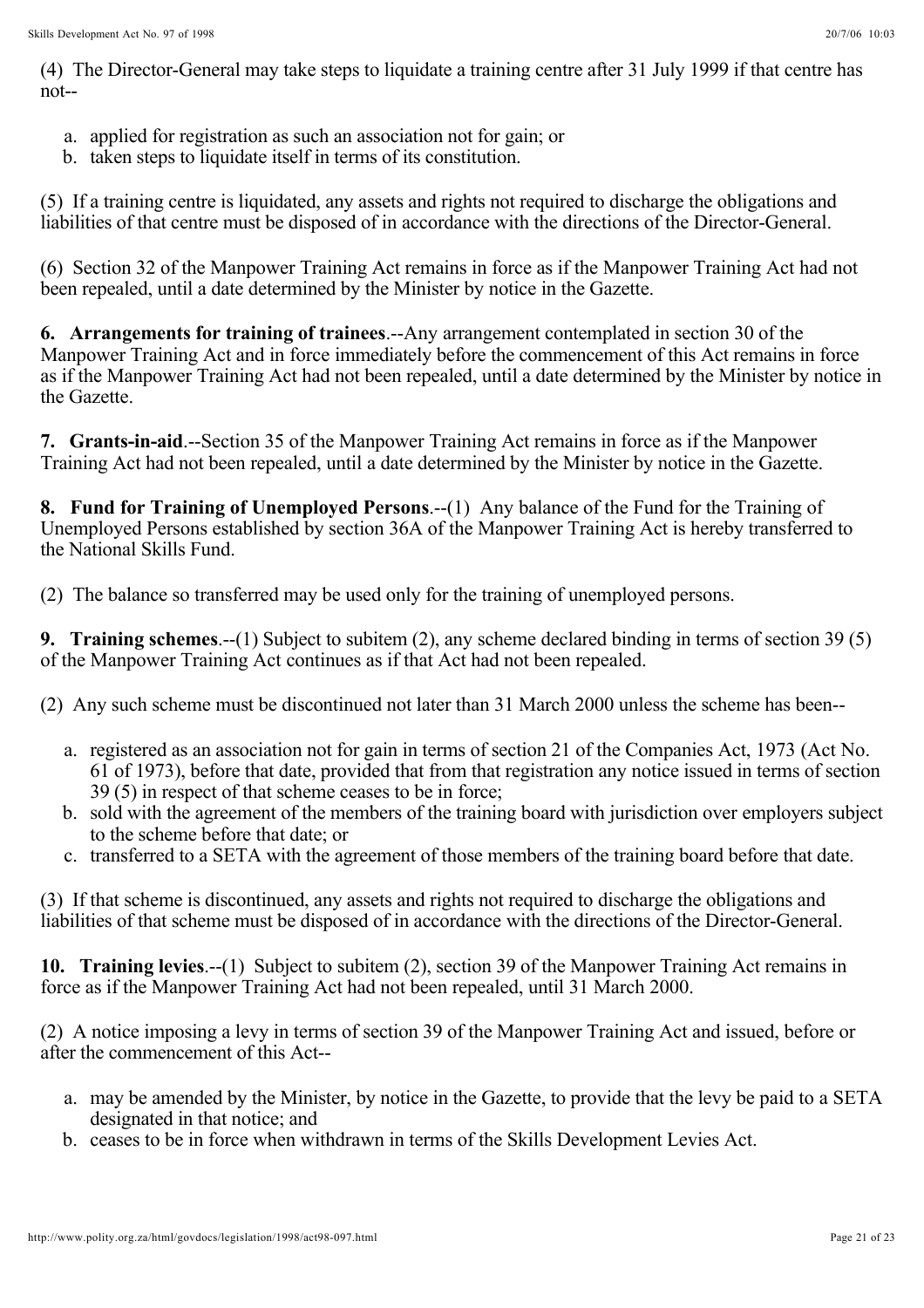(4) The Director-General may take steps to liquidate a training centre after 31 July 1999 if that centre has not--

a. applied for registration as such an association not for gain; or
b. taken steps to liquidate itself in terms of its constitution.

(5) If a training centre is liquidated, any assets and rights not required to discharge the obligations and liabilities of that centre must be disposed of in accordance with the directions of the Director-General.

(6) Section 32 of the Manpower Training Act remains in force as if the Manpower Training Act had not been repealed, until a date determined by the Minister by notice in the Gazette.

**6. Arrangements for training of trainees**.--Any arrangement contemplated in section 30 of the Manpower Training Act and in force immediately before the commencement of this Act remains in force as if the Manpower Training Act had not been repealed, until a date determined by the Minister by notice in the Gazette.

**7. Grants-in-aid**.--Section 35 of the Manpower Training Act remains in force as if the Manpower Training Act had not been repealed, until a date determined by the Minister by notice in the Gazette.

**8. Fund for Training of Unemployed Persons**.--(1) Any balance of the Fund for the Training of Unemployed Persons established by section 36A of the Manpower Training Act is hereby transferred to the National Skills Fund.

(2) The balance so transferred may be used only for the training of unemployed persons.

**9. Training schemes**.--(1) Subject to subitem (2), any scheme declared binding in terms of section 39 (5) of the Manpower Training Act continues as if that Act had not been repealed.

(2) Any such scheme must be discontinued not later than 31 March 2000 unless the scheme has been--

a. registered as an association not for gain in terms of section 21 of the Companies Act, 1973 (Act No. 61 of 1973), before that date, provided that from that registration any notice issued in terms of section 39 (5) in respect of that scheme ceases to be in force;
b. sold with the agreement of the members of the training board with jurisdiction over employers subject to the scheme before that date; or
c. transferred to a SETA with the agreement of those members of the training board before that date.

(3) If that scheme is discontinued, any assets and rights not required to discharge the obligations and liabilities of that scheme must be disposed of in accordance with the directions of the Director-General.

**10. Training levies**.--(1) Subject to subitem (2), section 39 of the Manpower Training Act remains in force as if the Manpower Training Act had not been repealed, until 31 March 2000.

(2) A notice imposing a levy in terms of section 39 of the Manpower Training Act and issued, before or after the commencement of this Act--

a. may be amended by the Minister, by notice in the Gazette, to provide that the levy be paid to a SETA designated in that notice; and
b. ceases to be in force when withdrawn in terms of the Skills Development Levies Act.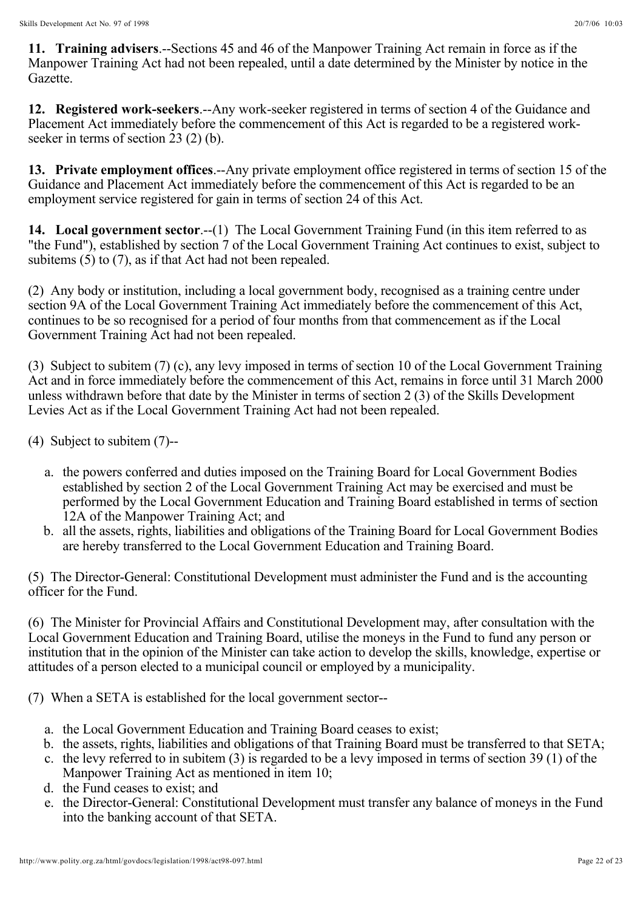**11. Training advisers**.--Sections 45 and 46 of the Manpower Training Act remain in force as if the Manpower Training Act had not been repealed, until a date determined by the Minister by notice in the Gazette.

**12. Registered work-seekers**.--Any work-seeker registered in terms of section 4 of the Guidance and Placement Act immediately before the commencement of this Act is regarded to be a registered work-seeker in terms of section 23 (2) (b).

**13. Private employment offices**.--Any private employment office registered in terms of section 15 of the Guidance and Placement Act immediately before the commencement of this Act is regarded to be an employment service registered for gain in terms of section 24 of this Act.

**14. Local government sector**.--(1) The Local Government Training Fund (in this item referred to as "the Fund"), established by section 7 of the Local Government Training Act continues to exist, subject to subitems (5) to (7), as if that Act had not been repealed.

(2) Any body or institution, including a local government body, recognised as a training centre under section 9A of the Local Government Training Act immediately before the commencement of this Act, continues to be so recognised for a period of four months from that commencement as if the Local Government Training Act had not been repealed.

(3) Subject to subitem (7) (c), any levy imposed in terms of section 10 of the Local Government Training Act and in force immediately before the commencement of this Act, remains in force until 31 March 2000 unless withdrawn before that date by the Minister in terms of section 2 (3) of the Skills Development Levies Act as if the Local Government Training Act had not been repealed.

(4) Subject to subitem (7)--

a. the powers conferred and duties imposed on the Training Board for Local Government Bodies established by section 2 of the Local Government Training Act may be exercised and must be performed by the Local Government Education and Training Board established in terms of section 12A of the Manpower Training Act; and
b. all the assets, rights, liabilities and obligations of the Training Board for Local Government Bodies are hereby transferred to the Local Government Education and Training Board.

(5) The Director-General: Constitutional Development must administer the Fund and is the accounting officer for the Fund.

(6) The Minister for Provincial Affairs and Constitutional Development may, after consultation with the Local Government Education and Training Board, utilise the moneys in the Fund to fund any person or institution that in the opinion of the Minister can take action to develop the skills, knowledge, expertise or attitudes of a person elected to a municipal council or employed by a municipality.

(7) When a SETA is established for the local government sector--

a. the Local Government Education and Training Board ceases to exist;
b. the assets, rights, liabilities and obligations of that Training Board must be transferred to that SETA;
c. the levy referred to in subitem (3) is regarded to be a levy imposed in terms of section 39 (1) of the Manpower Training Act as mentioned in item 10;
d. the Fund ceases to exist; and
e. the Director-General: Constitutional Development must transfer any balance of moneys in the Fund into the banking account of that SETA.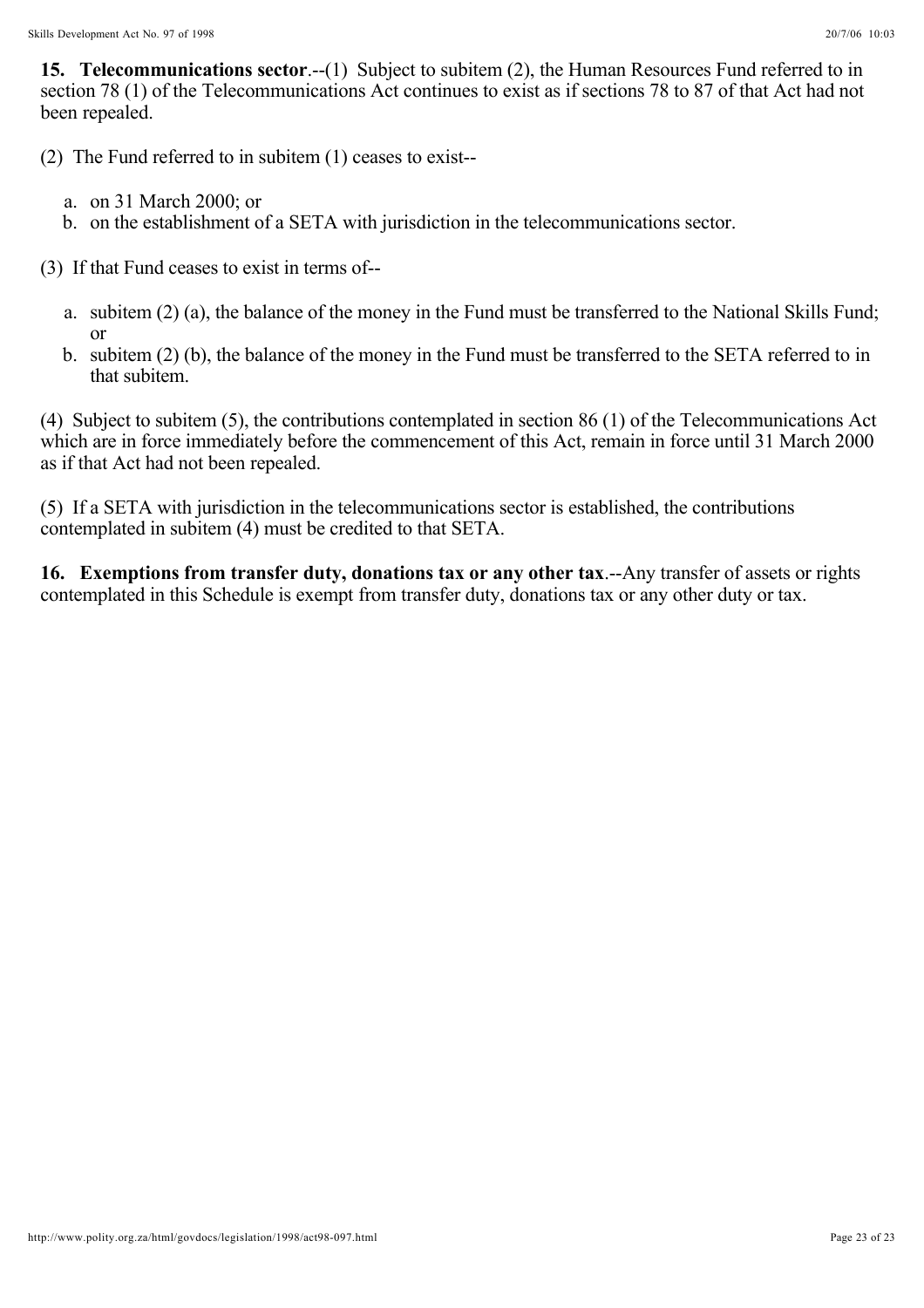**15. Telecommunications sector**.--(1) Subject to subitem (2), the Human Resources Fund referred to in section 78 (1) of the Telecommunications Act continues to exist as if sections 78 to 87 of that Act had not been repealed.

(2) The Fund referred to in subitem (1) ceases to exist--

a. on 31 March 2000; or
b. on the establishment of a SETA with jurisdiction in the telecommunications sector.

(3) If that Fund ceases to exist in terms of--

a. subitem (2) (a), the balance of the money in the Fund must be transferred to the National Skills Fund; or
b. subitem (2) (b), the balance of the money in the Fund must be transferred to the SETA referred to in that subitem.

(4) Subject to subitem (5), the contributions contemplated in section 86 (1) of the Telecommunications Act which are in force immediately before the commencement of this Act, remain in force until 31 March 2000 as if that Act had not been repealed.

(5) If a SETA with jurisdiction in the telecommunications sector is established, the contributions contemplated in subitem (4) must be credited to that SETA.

**16. Exemptions from transfer duty, donations tax or any other tax**.--Any transfer of assets or rights contemplated in this Schedule is exempt from transfer duty, donations tax or any other duty or tax.